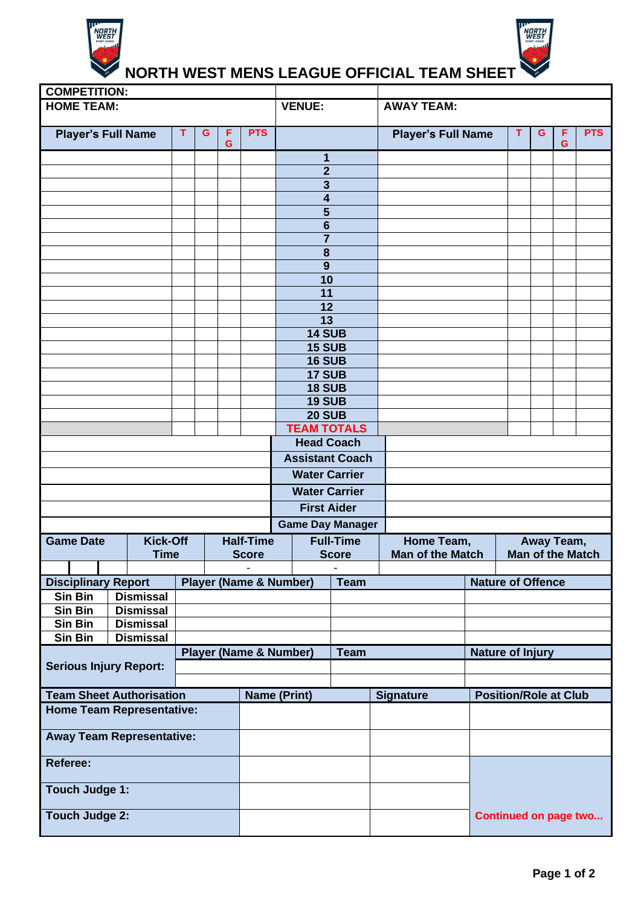# NORTH WEST MENS LEAGUE OFFICIAL TEAM SHEET

| COMPETITION: | | |
|---|---|---|
| HOME TEAM: | VENUE: | AWAY TEAM: |

| Player's Full Name | T | G | FG | PTS | | Player's Full Name | T | G | FG | PTS |
|---|---|---|---|---|---|---|---|---|---|---|
| | | | | | 1 | | | | | |
| | | | | | 2 | | | | | |
| | | | | | 3 | | | | | |
| | | | | | 4 | | | | | |
| | | | | | 5 | | | | | |
| | | | | | 6 | | | | | |
| | | | | | 7 | | | | | |
| | | | | | 8 | | | | | |
| | | | | | 9 | | | | | |
| | | | | | 10 | | | | | |
| | | | | | 11 | | | | | |
| | | | | | 12 | | | | | |
| | | | | | 13 | | | | | |
| | | | | | 14 SUB | | | | | |
| | | | | | 15 SUB | | | | | |
| | | | | | 16 SUB | | | | | |
| | | | | | 17 SUB | | | | | |
| | | | | | 18 SUB | | | | | |
| | | | | | 19 SUB | | | | | |
| | | | | | 20 SUB | | | | | |
| | | | | | TEAM TOTALS | | | | | |

| | | |
|---|---|---|
| | Head Coach | |
| | Assistant Coach | |
| | Water Carrier | |
| | Water Carrier | |
| | First Aider | |
| | Game Day Manager | |

| Game Date | Kick-Off Time | Half-Time Score | Full-Time Score | Home Team, Man of the Match | Away Team, Man of the Match |
|---|---|---|---|---|---|
| | | - | - | | |

| Disciplinary Report | | Player (Name & Number) | Team | Nature of Offence |
|---|---|---|---|---|
| Sin Bin | Dismissal | | | |
| Sin Bin | Dismissal | | | |
| Sin Bin | Dismissal | | | |
| Sin Bin | Dismissal | | | |

| Serious Injury Report: | Player (Name & Number) | Team | Nature of Injury |
|---|---|---|---|
| | | | |
| | | | |

| Team Sheet Authorisation | Name (Print) | Signature | Position/Role at Club |
|---|---|---|---|
| Home Team Representative: | | | |
| Away Team Representative: | | | |
| Referee: | | | |
| Touch Judge 1: | | | |
| Touch Judge 2: | | | Continued on page two... |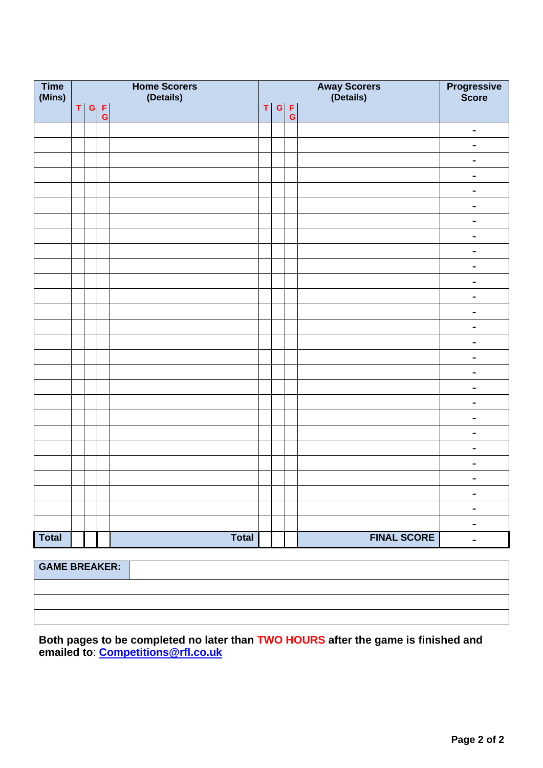| Time (Mins) | Home Scorers (Details) | | | | Away Scorers (Details) | | | | Progressive Score |
|---|---|---|---|---|---|---|---|---|---|
| | T | G | FG | | T | G | FG | | |
| | | | | | | | | | - |
| | | | | | | | | | - |
| | | | | | | | | | - |
| | | | | | | | | | - |
| | | | | | | | | | - |
| | | | | | | | | | - |
| | | | | | | | | | - |
| | | | | | | | | | - |
| | | | | | | | | | - |
| | | | | | | | | | - |
| | | | | | | | | | - |
| | | | | | | | | | - |
| | | | | | | | | | - |
| | | | | | | | | | - |
| | | | | | | | | | - |
| | | | | | | | | | - |
| | | | | | | | | | - |
| | | | | | | | | | - |
| | | | | | | | | | - |
| | | | | | | | | | - |
| | | | | | | | | | - |
| | | | | | | | | | - |
| | | | | | | | | | - |
| | | | | | | | | | - |
| | | | | | | | | | - |
| | | | | | | | | | - |
| | | | | | | | | | - |
| **Total** | | | | **Total** | | | | **FINAL SCORE** | - |

| **GAME BREAKER:** | |
|---|---|
| | |
| | |
| | |

**Both pages to be completed no later than TWO HOURS after the game is finished and emailed to**: **Competitions@rfl.co.uk**